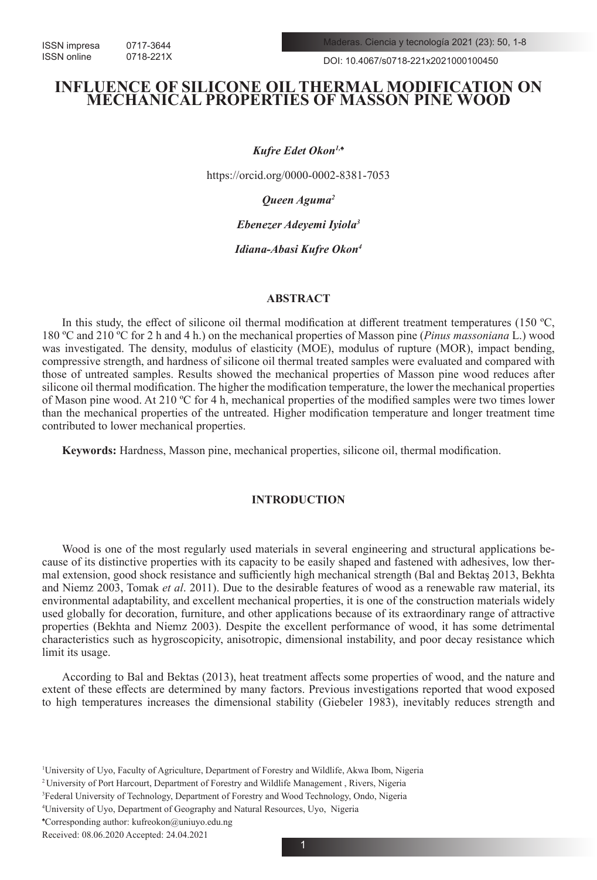# INFLUENCE OF SILICONE OIL THERMAL MODIFICATION ON MECHANICAL PROPERTIES OF MASSON PINE WOOD

***Kufre Edet Okon***[1,♠]

https://orcid.org/0000-0002-8381-7053

***Queen Aguma***[2]

***Ebenezer Adeyemi Iyiola***[3]

***Idiana-Abasi Kufre Okon***[4]

## ABSTRACT

In this study, the effect of silicone oil thermal modification at different treatment temperatures (150 ºC, 180 ºC and 210 ºC for 2 h and 4 h.) on the mechanical properties of Masson pine (*Pinus massoniana* L.) wood was investigated. The density, modulus of elasticity (MOE), modulus of rupture (MOR), impact bending, compressive strength, and hardness of silicone oil thermal treated samples were evaluated and compared with those of untreated samples. Results showed the mechanical properties of Masson pine wood reduces after silicone oil thermal modification. The higher the modification temperature, the lower the mechanical properties of Mason pine wood. At 210 ºC for 4 h, mechanical properties of the modified samples were two times lower than the mechanical properties of the untreated. Higher modification temperature and longer treatment time contributed to lower mechanical properties.

**Keywords:** Hardness, Masson pine, mechanical properties, silicone oil, thermal modification.

## INTRODUCTION

Wood is one of the most regularly used materials in several engineering and structural applications because of its distinctive properties with its capacity to be easily shaped and fastened with adhesives, low thermal extension, good shock resistance and sufficiently high mechanical strength (Bal and Bektaş 2013, Bekhta and Niemz 2003, Tomak *et al*. 2011). Due to the desirable features of wood as a renewable raw material, its environmental adaptability, and excellent mechanical properties, it is one of the construction materials widely used globally for decoration, furniture, and other applications because of its extraordinary range of attractive properties (Bekhta and Niemz 2003). Despite the excellent performance of wood, it has some detrimental characteristics such as hygroscopicity, anisotropic, dimensional instability, and poor decay resistance which limit its usage.

According to Bal and Bektas (2013), heat treatment affects some properties of wood, and the nature and extent of these effects are determined by many factors. Previous investigations reported that wood exposed to high temperatures increases the dimensional stability (Giebeler 1983), inevitably reduces strength and

[1]University of Uyo, Faculty of Agriculture, Department of Forestry and Wildlife, Akwa Ibom, Nigeria

[2]University of Port Harcourt, Department of Forestry and Wildlife Management , Rivers, Nigeria

[3]Federal University of Technology, Department of Forestry and Wood Technology, Ondo, Nigeria

[4]University of Uyo, Department of Geography and Natural Resources, Uyo, Nigeria

[♠]Corresponding author: kufreokon@uniuyo.edu.ng

Received: 08.06.2020 Accepted: 24.04.2021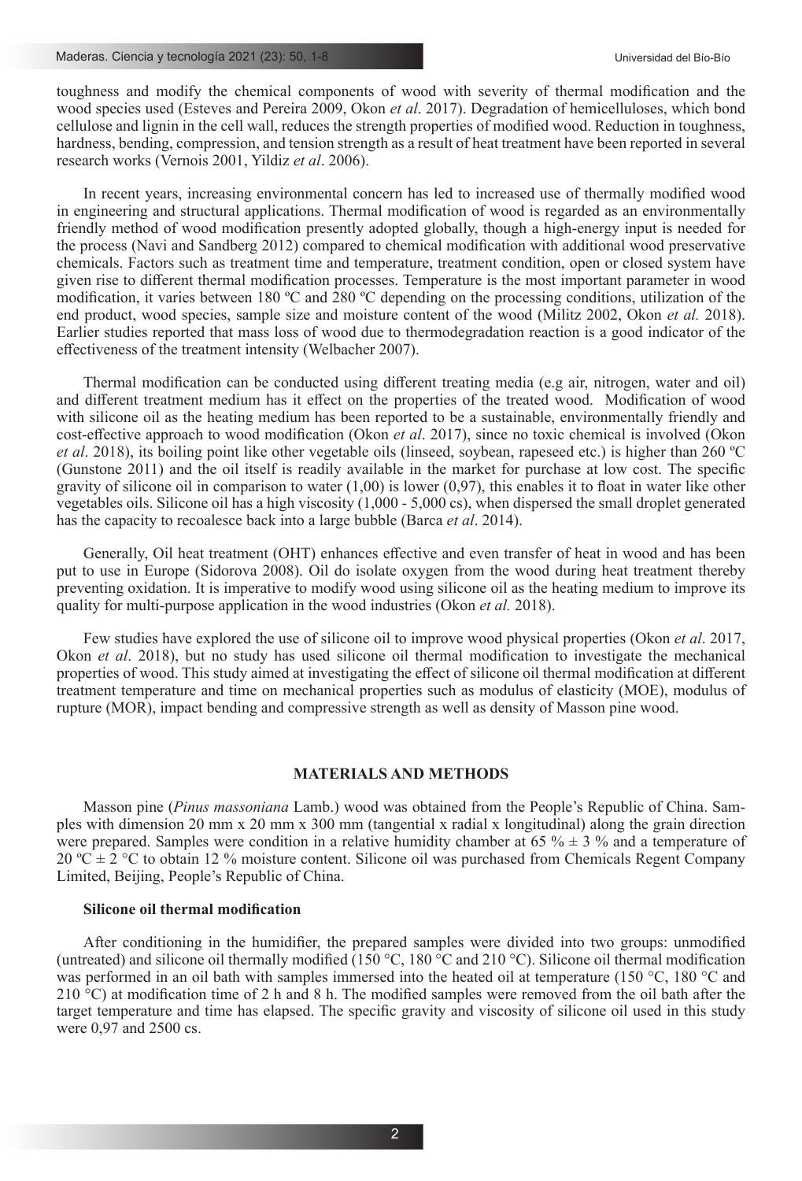toughness and modify the chemical components of wood with severity of thermal modification and the wood species used (Esteves and Pereira 2009, Okon *et al*. 2017). Degradation of hemicelluloses, which bond cellulose and lignin in the cell wall, reduces the strength properties of modified wood. Reduction in toughness, hardness, bending, compression, and tension strength as a result of heat treatment have been reported in several research works (Vernois 2001, Yildiz *et al*. 2006).

In recent years, increasing environmental concern has led to increased use of thermally modified wood in engineering and structural applications. Thermal modification of wood is regarded as an environmentally friendly method of wood modification presently adopted globally, though a high-energy input is needed for the process (Navi and Sandberg 2012) compared to chemical modification with additional wood preservative chemicals. Factors such as treatment time and temperature, treatment condition, open or closed system have given rise to different thermal modification processes. Temperature is the most important parameter in wood modification, it varies between 180 ºC and 280 ºC depending on the processing conditions, utilization of the end product, wood species, sample size and moisture content of the wood (Militz 2002, Okon *et al.* 2018). Earlier studies reported that mass loss of wood due to thermodegradation reaction is a good indicator of the effectiveness of the treatment intensity (Welbacher 2007).

Thermal modification can be conducted using different treating media (e.g air, nitrogen, water and oil) and different treatment medium has it effect on the properties of the treated wood. Modification of wood with silicone oil as the heating medium has been reported to be a sustainable, environmentally friendly and cost-effective approach to wood modification (Okon *et al*. 2017), since no toxic chemical is involved (Okon *et al*. 2018), its boiling point like other vegetable oils (linseed, soybean, rapeseed etc.) is higher than 260 ºC (Gunstone 2011) and the oil itself is readily available in the market for purchase at low cost. The specific gravity of silicone oil in comparison to water (1,00) is lower (0,97), this enables it to float in water like other vegetables oils. Silicone oil has a high viscosity (1,000 - 5,000 cs), when dispersed the small droplet generated has the capacity to recoalesce back into a large bubble (Barca *et al*. 2014).

Generally, Oil heat treatment (OHT) enhances effective and even transfer of heat in wood and has been put to use in Europe (Sidorova 2008). Oil do isolate oxygen from the wood during heat treatment thereby preventing oxidation. It is imperative to modify wood using silicone oil as the heating medium to improve its quality for multi-purpose application in the wood industries (Okon *et al.* 2018).

Few studies have explored the use of silicone oil to improve wood physical properties (Okon *et al*. 2017, Okon *et al*. 2018), but no study has used silicone oil thermal modification to investigate the mechanical properties of wood. This study aimed at investigating the effect of silicone oil thermal modification at different treatment temperature and time on mechanical properties such as modulus of elasticity (MOE), modulus of rupture (MOR), impact bending and compressive strength as well as density of Masson pine wood.

## MATERIALS AND METHODS

Masson pine (*Pinus massoniana* Lamb.) wood was obtained from the People's Republic of China. Samples with dimension 20 mm x 20 mm x 300 mm (tangential x radial x longitudinal) along the grain direction were prepared. Samples were condition in a relative humidity chamber at 65 % ± 3 % and a temperature of 20 ºC ± 2 °C to obtain 12 % moisture content. Silicone oil was purchased from Chemicals Regent Company Limited, Beijing, People's Republic of China.

### Silicone oil thermal modification

After conditioning in the humidifier, the prepared samples were divided into two groups: unmodified (untreated) and silicone oil thermally modified (150 °C, 180 °C and 210 °C). Silicone oil thermal modification was performed in an oil bath with samples immersed into the heated oil at temperature (150 °C, 180 °C and 210 °C) at modification time of 2 h and 8 h. The modified samples were removed from the oil bath after the target temperature and time has elapsed. The specific gravity and viscosity of silicone oil used in this study were 0,97 and 2500 cs.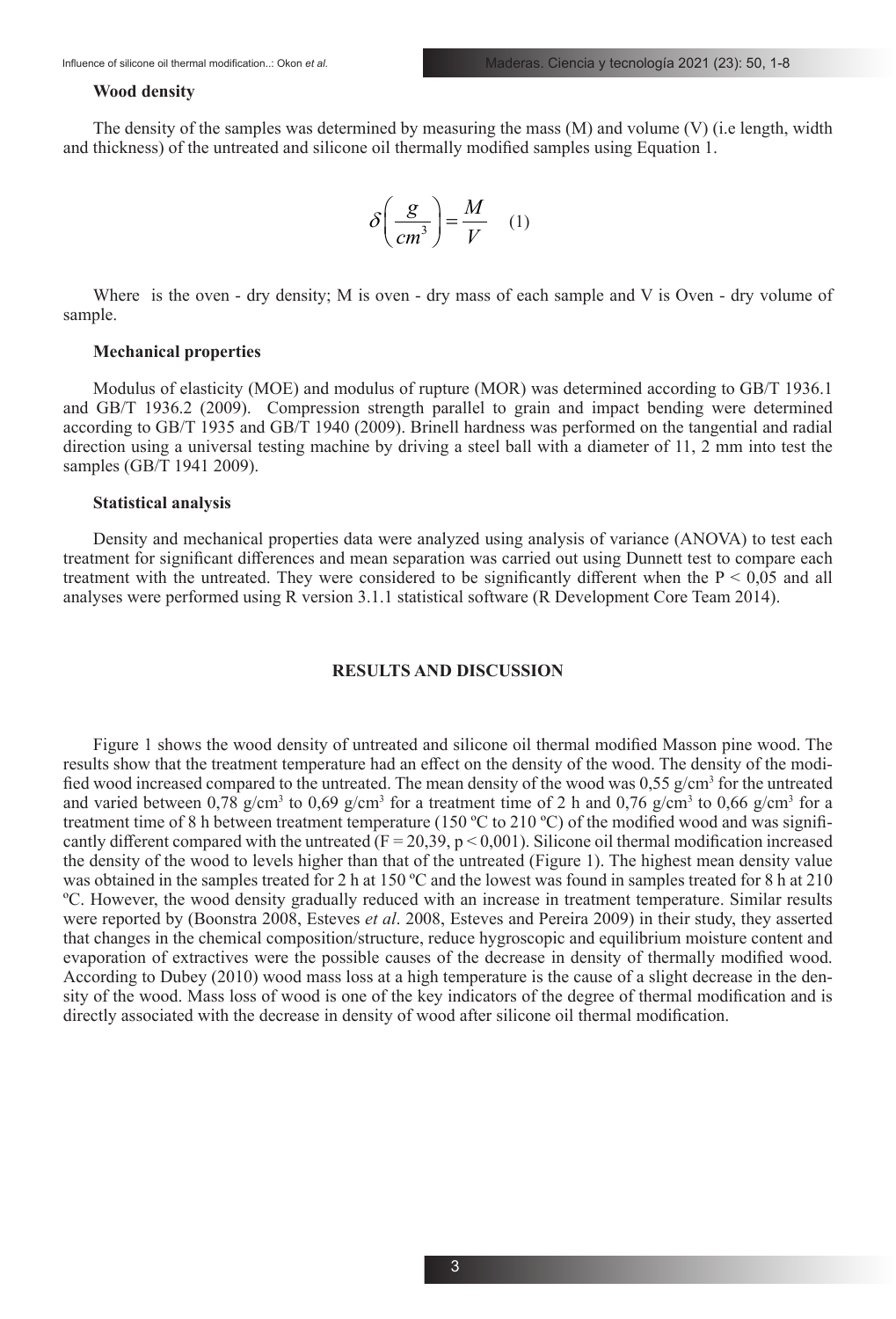### Wood density

The density of the samples was determined by measuring the mass (M) and volume (V) (i.e length, width and thickness) of the untreated and silicone oil thermally modified samples using Equation 1.

$$\delta\left(\frac{g}{cm^3}\right) = \frac{M}{V} \quad (1)$$

Where is the oven - dry density; M is oven - dry mass of each sample and V is Oven - dry volume of sample.

### Mechanical properties

Modulus of elasticity (MOE) and modulus of rupture (MOR) was determined according to GB/T 1936.1 and GB/T 1936.2 (2009). Compression strength parallel to grain and impact bending were determined according to GB/T 1935 and GB/T 1940 (2009). Brinell hardness was performed on the tangential and radial direction using a universal testing machine by driving a steel ball with a diameter of 11, 2 mm into test the samples (GB/T 1941 2009).

### Statistical analysis

Density and mechanical properties data were analyzed using analysis of variance (ANOVA) to test each treatment for significant differences and mean separation was carried out using Dunnett test to compare each treatment with the untreated. They were considered to be significantly different when the $P < 0,05$ and all analyses were performed using R version 3.1.1 statistical software (R Development Core Team 2014).

## RESULTS AND DISCUSSION

Figure 1 shows the wood density of untreated and silicone oil thermal modified Masson pine wood. The results show that the treatment temperature had an effect on the density of the wood. The density of the modified wood increased compared to the untreated. The mean density of the wood was 0,55 g/cm$^3$ for the untreated and varied between 0,78 g/cm$^3$ to 0,69 g/cm$^3$ for a treatment time of 2 h and 0,76 g/cm$^3$ to 0,66 g/cm$^3$ for a treatment time of 8 h between treatment temperature (150 ºC to 210 ºC) of the modified wood and was significantly different compared with the untreated ($F = 20,39$, $p < 0,001$). Silicone oil thermal modification increased the density of the wood to levels higher than that of the untreated (Figure 1). The highest mean density value was obtained in the samples treated for 2 h at 150 ºC and the lowest was found in samples treated for 8 h at 210 ºC. However, the wood density gradually reduced with an increase in treatment temperature. Similar results were reported by (Boonstra 2008, Esteves *et al*. 2008, Esteves and Pereira 2009) in their study, they asserted that changes in the chemical composition/structure, reduce hygroscopic and equilibrium moisture content and evaporation of extractives were the possible causes of the decrease in density of thermally modified wood. According to Dubey (2010) wood mass loss at a high temperature is the cause of a slight decrease in the density of the wood. Mass loss of wood is one of the key indicators of the degree of thermal modification and is directly associated with the decrease in density of wood after silicone oil thermal modification.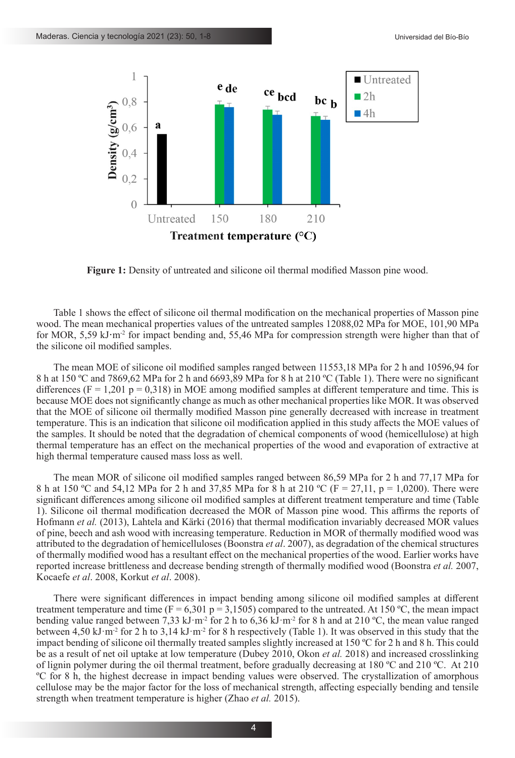Density (g/cm³)

1
0,8
0,6
0,4
0,2
0

a
e de
ce bcd
bc b

Untreated
2h
4h

Untreated 150 180 210

Treatment temperature (°C)

**Figure 1:** Density of untreated and silicone oil thermal modified Masson pine wood.

Table 1 shows the effect of silicone oil thermal modification on the mechanical properties of Masson pine wood. The mean mechanical properties values of the untreated samples 12088,02 MPa for MOE, 101,90 MPa for MOR, 5,59 kJ·m$^{-2}$ for impact bending and, 55,46 MPa for compression strength were higher than that of the silicone oil modified samples.

The mean MOE of silicone oil modified samples ranged between 11553,18 MPa for 2 h and 10596,94 for 8 h at 150 ºC and 7869,62 MPa for 2 h and 6693,89 MPa for 8 h at 210 ºC (Table 1). There were no significant differences ($F = 1,201$ $p = 0,318$) in MOE among modified samples at different temperature and time. This is because MOE does not significantly change as much as other mechanical properties like MOR. It was observed that the MOE of silicone oil thermally modified Masson pine generally decreased with increase in treatment temperature. This is an indication that silicone oil modification applied in this study affects the MOE values of the samples. It should be noted that the degradation of chemical components of wood (hemicellulose) at high thermal temperature has an effect on the mechanical properties of the wood and evaporation of extractive at high thermal temperature caused mass loss as well.

The mean MOR of silicone oil modified samples ranged between 86,59 MPa for 2 h and 77,17 MPa for 8 h at 150 ºC and 54,12 MPa for 2 h and 37,85 MPa for 8 h at 210 ºC ($F = 27,11$, $p = 1,0200$). There were significant differences among silicone oil modified samples at different treatment temperature and time (Table 1). Silicone oil thermal modification decreased the MOR of Masson pine wood. This affirms the reports of Hofmann *et al.* (2013), Lahtela and Kärki (2016) that thermal modification invariably decreased MOR values of pine, beech and ash wood with increasing temperature. Reduction in MOR of thermally modified wood was attributed to the degradation of hemicelluloses (Boonstra *et al*. 2007), as degradation of the chemical structures of thermally modified wood has a resultant effect on the mechanical properties of the wood. Earlier works have reported increase brittleness and decrease bending strength of thermally modified wood (Boonstra *et al.* 2007, Kocaefe *et al*. 2008, Korkut *et al*. 2008).

There were significant differences in impact bending among silicone oil modified samples at different treatment temperature and time ($F = 6,301$ $p = 3,1505$) compared to the untreated. At 150 ºC, the mean impact bending value ranged between 7,33 kJ·m$^{-2}$ for 2 h to 6,36 kJ·m$^{-2}$ for 8 h and at 210 ºC, the mean value ranged between 4,50 kJ·m$^{-2}$ for 2 h to 3,14 kJ·m$^{-2}$ for 8 h respectively (Table 1). It was observed in this study that the impact bending of silicone oil thermally treated samples slightly increased at 150 ºC for 2 h and 8 h. This could be as a result of net oil uptake at low temperature (Dubey 2010, Okon *et al.* 2018) and increased crosslinking of lignin polymer during the oil thermal treatment, before gradually decreasing at 180 ºC and 210 ºC. At 210 ºC for 8 h, the highest decrease in impact bending values were observed. The crystallization of amorphous cellulose may be the major factor for the loss of mechanical strength, affecting especially bending and tensile strength when treatment temperature is higher (Zhao *et al.* 2015).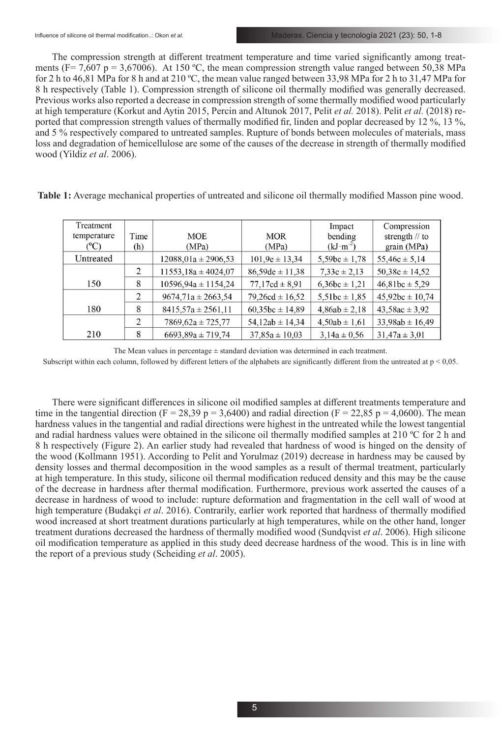The compression strength at different treatment temperature and time varied significantly among treatments (F= 7,607 p = 3,67006). At 150 ºC, the mean compression strength value ranged between 50,38 MPa for 2 h to 46,81 MPa for 8 h and at 210 ºC, the mean value ranged between 33,98 MPa for 2 h to 31,47 MPa for 8 h respectively (Table 1). Compression strength of silicone oil thermally modified was generally decreased. Previous works also reported a decrease in compression strength of some thermally modified wood particularly at high temperature (Korkut and Aytin 2015, Percin and Altunok 2017, Pelit *et al.* 2018). Pelit *et al.* (2018) reported that compression strength values of thermally modified fir, linden and poplar decreased by 12 %, 13 %, and 5 % respectively compared to untreated samples. Rupture of bonds between molecules of materials, mass loss and degradation of hemicellulose are some of the causes of the decrease in strength of thermally modified wood (Yildiz *et al*. 2006).

**Table 1:** Average mechanical properties of untreated and silicone oil thermally modified Masson pine wood.

| Treatment temperature (ºC) | Time (h) | MOE (MPa) | MOR (MPa) | Impact bending ($kJ \cdot m^{-2}$) | Compression strength // to grain (MPa) |
|---|---|---|---|---|---|
| Untreated | | 12088,01a ± 2906,53 | 101,9e ± 13,34 | 5,59bc ± 1,78 | 55,46c ± 5,14 |
| 150 | 2 | 11553,18a ± 4024,07 | 86,59de ± 11,38 | 7,33c ± 2,13 | 50,38c ± 14,52 |
| | 8 | 10596,94a ± 1154,24 | 77,17cd ± 8,91 | 6,36bc ± 1,21 | 46,81bc ± 5,29 |
| 180 | 2 | 9674,71a ± 2663,54 | 79,26cd ± 16,52 | 5,51bc ± 1,85 | 45,92bc ± 10,74 |
| | 8 | 8415,57a ± 2561,11 | 60,35bc ± 14,89 | 4,86ab ± 2,18 | 43,58ac ± 3,92 |
| 210 | 2 | 7869,62a ± 725,77 | 54,12ab ± 14,34 | 4,50ab ± 1,61 | 33,98ab ± 16,49 |
| | 8 | 6693,89a ± 719,74 | 37,85a ± 10,03 | 3,14a ± 0,56 | 31,47a ± 3,01 |

The Mean values in percentage ± standard deviation was determined in each treatment.

Subscript within each column, followed by different letters of the alphabets are significantly different from the untreated at p < 0,05.

There were significant differences in silicone oil modified samples at different treatments temperature and time in the tangential direction (F = 28,39 p = 3,6400) and radial direction (F = 22,85 p = 4,0600). The mean hardness values in the tangential and radial directions were highest in the untreated while the lowest tangential and radial hardness values were obtained in the silicone oil thermally modified samples at 210 ºC for 2 h and 8 h respectively (Figure 2). An earlier study had revealed that hardness of wood is hinged on the density of the wood (Kollmann 1951). According to Pelit and Yorulmaz (2019) decrease in hardness may be caused by density losses and thermal decomposition in the wood samples as a result of thermal treatment, particularly at high temperature. In this study, silicone oil thermal modification reduced density and this may be the cause of the decrease in hardness after thermal modification. Furthermore, previous work asserted the causes of a decrease in hardness of wood to include: rupture deformation and fragmentation in the cell wall of wood at high temperature (Budakçi *et al*. 2016). Contrarily, earlier work reported that hardness of thermally modified wood increased at short treatment durations particularly at high temperatures, while on the other hand, longer treatment durations decreased the hardness of thermally modified wood (Sundqvist *et al*. 2006). High silicone oil modification temperature as applied in this study deed decrease hardness of the wood. This is in line with the report of a previous study (Scheiding *et al*. 2005).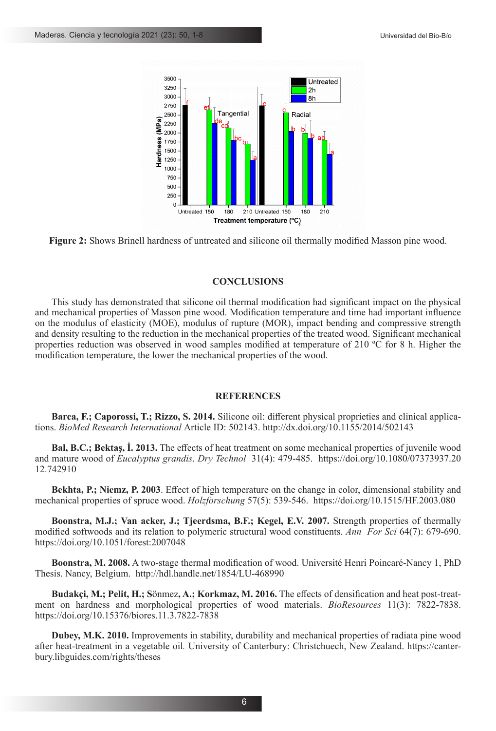3500
3250
3000
2750
2500
2250
2000
1750
1500
1250
1000
750
500
250
0

Hardness (MPa)

Untreated
2h
8h

f
ef
de
cd
bc
b
a
Tangential

c
c
b
b
b
ab
a
Radial

Untreated 150 180 210 Untreated 150 180 210

Treatment temperature (°C)

**Figure 2:** Shows Brinell hardness of untreated and silicone oil thermally modified Masson pine wood.

## CONCLUSIONS

This study has demonstrated that silicone oil thermal modification had significant impact on the physical and mechanical properties of Masson pine wood. Modification temperature and time had important influence on the modulus of elasticity (MOE), modulus of rupture (MOR), impact bending and compressive strength and density resulting to the reduction in the mechanical properties of the treated wood. Significant mechanical properties reduction was observed in wood samples modified at temperature of 210 ºC for 8 h. Higher the modification temperature, the lower the mechanical properties of the wood.

## REFERENCES

**Barca, F.; Caporossi, T.; Rizzo, S. 2014.** Silicone oil: different physical proprieties and clinical applications. *BioMed Research International* Article ID: 502143. http://dx.doi.org/10.1155/2014/502143

**Bal, B.C.; Bektaş, İ. 2013.** The effects of heat treatment on some mechanical properties of juvenile wood and mature wood of *Eucalyptus grandis*. *Dry Technol* 31(4): 479-485. https://doi.org/10.1080/07373937.2012.742910

**Bekhta, P.; Niemz, P. 2003**. Effect of high temperature on the change in color, dimensional stability and mechanical properties of spruce wood. *Holzforschung* 57(5): 539-546. https://doi.org/10.1515/HF.2003.080

**Boonstra, M.J.; Van acker, J.; Tjeerdsma, B.F.; Kegel, E.V. 2007.** Strength properties of thermally modified softwoods and its relation to polymeric structural wood constituents. *Ann For Sci* 64(7): 679-690. https://doi.org/10.1051/forest:2007048

**Boonstra, M. 2008.** A two-stage thermal modification of wood. Université Henri Poincaré-Nancy 1, PhD Thesis. Nancy, Belgium. http://hdl.handle.net/1854/LU-468990

**Budakçi, M.; Pelit, H.;** Sönmez**, A.; Korkmaz, M. 2016.** The effects of densification and heat post-treatment on hardness and morphological properties of wood materials. *BioResources* 11(3): 7822-7838. https://doi.org/10.15376/biores.11.3.7822-7838

**Dubey, M.K. 2010.** Improvements in stability, durability and mechanical properties of radiata pine wood after heat-treatment in a vegetable oil*.* University of Canterbury: Christchuech, New Zealand. https://canterbury.libguides.com/rights/theses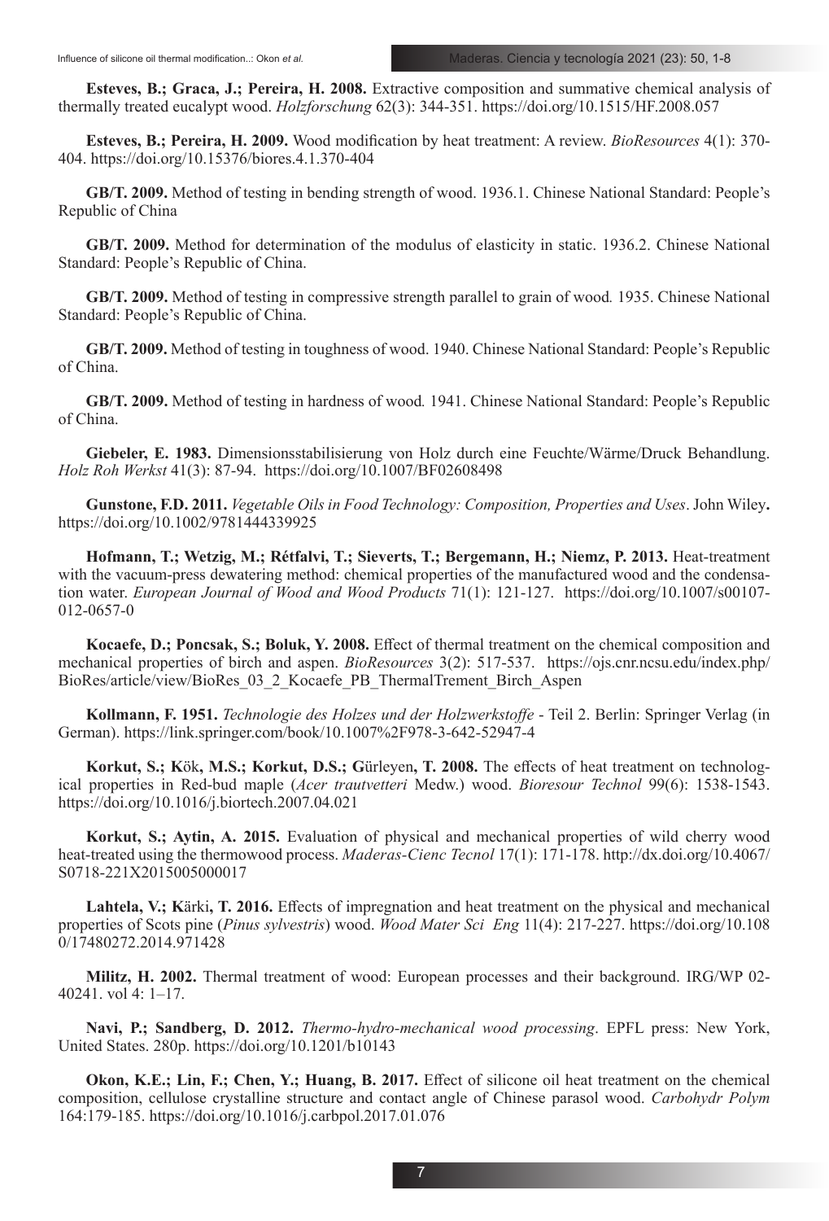**Esteves, B.; Graca, J.; Pereira, H. 2008.** Extractive composition and summative chemical analysis of thermally treated eucalypt wood. *Holzforschung* 62(3): 344-351. https://doi.org/10.1515/HF.2008.057

**Esteves, B.; Pereira, H. 2009.** Wood modification by heat treatment: A review. *BioResources* 4(1): 370-404. https://doi.org/10.15376/biores.4.1.370-404

**GB/T. 2009.** Method of testing in bending strength of wood. 1936.1. Chinese National Standard: People's Republic of China

**GB/T. 2009.** Method for determination of the modulus of elasticity in static. 1936.2. Chinese National Standard: People's Republic of China.

**GB/T. 2009.** Method of testing in compressive strength parallel to grain of wood*.* 1935. Chinese National Standard: People's Republic of China.

**GB/T. 2009.** Method of testing in toughness of wood. 1940. Chinese National Standard: People's Republic of China.

**GB/T. 2009.** Method of testing in hardness of wood*.* 1941. Chinese National Standard: People's Republic of China.

**Giebeler, E. 1983.** Dimensionsstabilisierung von Holz durch eine Feuchte/Wärme/Druck Behandlung. *Holz Roh Werkst* 41(3): 87-94. https://doi.org/10.1007/BF02608498

**Gunstone, F.D. 2011.** *Vegetable Oils in Food Technology: Composition, Properties and Uses*. John Wiley**.** https://doi.org/10.1002/9781444339925

**Hofmann, T.; Wetzig, M.; Rétfalvi, T.; Sieverts, T.; Bergemann, H.; Niemz, P. 2013.** Heat-treatment with the vacuum-press dewatering method: chemical properties of the manufactured wood and the condensation water. *European Journal of Wood and Wood Products* 71(1): 121-127. https://doi.org/10.1007/s00107-012-0657-0

**Kocaefe, D.; Poncsak, S.; Boluk, Y. 2008.** Effect of thermal treatment on the chemical composition and mechanical properties of birch and aspen. *BioResources* 3(2): 517-537. https://ojs.cnr.ncsu.edu/index.php/BioRes/article/view/BioRes_03_2_Kocaefe_PB_ThermalTrement_Birch_Aspen

**Kollmann, F. 1951.** *Technologie des Holzes und der Holzwerkstoffe* - Teil 2. Berlin: Springer Verlag (in German). https://link.springer.com/book/10.1007%2F978-3-642-52947-4

**Korkut, S.; Kök, M.S.; Korkut, D.S.; Gürleyen, T. 2008.** The effects of heat treatment on technological properties in Red-bud maple (*Acer trautvetteri* Medw.) wood. *Bioresour Technol* 99(6): 1538-1543. https://doi.org/10.1016/j.biortech.2007.04.021

**Korkut, S.; Aytin, A. 2015.** Evaluation of physical and mechanical properties of wild cherry wood heat-treated using the thermowood process. *Maderas-Cienc Tecnol* 17(1): 171-178. http://dx.doi.org/10.4067/S0718-221X2015005000017

**Lahtela, V.; Kärki, T. 2016.** Effects of impregnation and heat treatment on the physical and mechanical properties of Scots pine (*Pinus sylvestris*) wood. *Wood Mater Sci Eng* 11(4): 217-227. https://doi.org/10.1080/17480272.2014.971428

**Militz, H. 2002.** Thermal treatment of wood: European processes and their background. IRG/WP 02-40241. vol 4: 1–17.

**Navi, P.; Sandberg, D. 2012.** *Thermo-hydro-mechanical wood processing*. EPFL press: New York, United States. 280p. https://doi.org/10.1201/b10143

**Okon, K.E.; Lin, F.; Chen, Y.; Huang, B. 2017.** Effect of silicone oil heat treatment on the chemical composition, cellulose crystalline structure and contact angle of Chinese parasol wood. *Carbohydr Polym* 164:179-185. https://doi.org/10.1016/j.carbpol.2017.01.076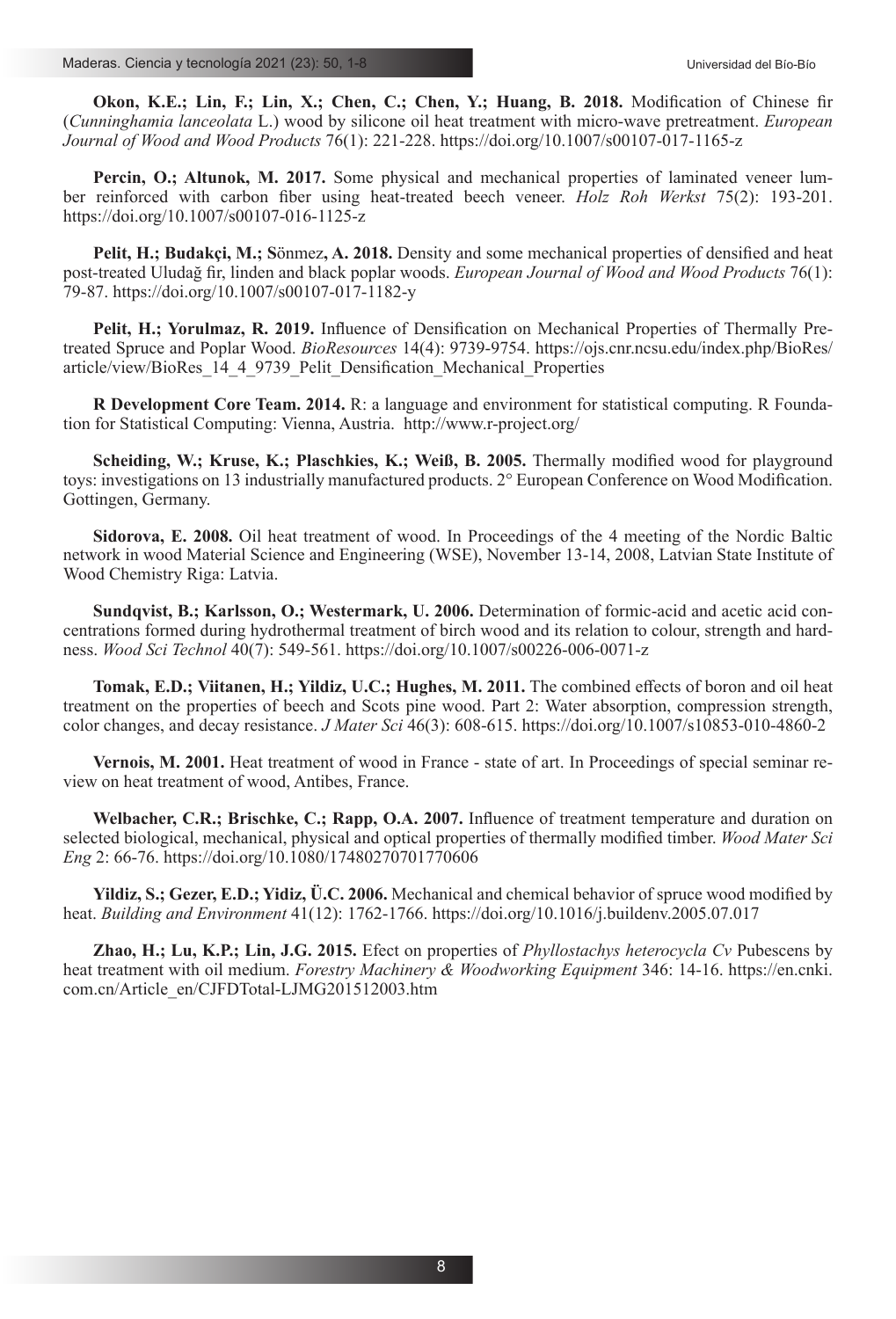**Okon, K.E.; Lin, F.; Lin, X.; Chen, C.; Chen, Y.; Huang, B. 2018.** Modification of Chinese fir (*Cunninghamia lanceolata* L.) wood by silicone oil heat treatment with micro-wave pretreatment. *European Journal of Wood and Wood Products* 76(1): 221-228. https://doi.org/10.1007/s00107-017-1165-z

**Percin, O.; Altunok, M. 2017.** Some physical and mechanical properties of laminated veneer lumber reinforced with carbon fiber using heat-treated beech veneer. *Holz Roh Werkst* 75(2): 193-201. https://doi.org/10.1007/s00107-016-1125-z

**Pelit, H.; Budakçi, M.; S**önmez**, A. 2018.** Density and some mechanical properties of densified and heat post-treated Uludağ fir, linden and black poplar woods. *European Journal of Wood and Wood Products* 76(1): 79-87. https://doi.org/10.1007/s00107-017-1182-y

**Pelit, H.; Yorulmaz, R. 2019.** Influence of Densification on Mechanical Properties of Thermally Pretreated Spruce and Poplar Wood. *BioResources* 14(4): 9739-9754. https://ojs.cnr.ncsu.edu/index.php/BioRes/article/view/BioRes_14_4_9739_Pelit_Densification_Mechanical_Properties

**R Development Core Team. 2014.** R: a language and environment for statistical computing. R Foundation for Statistical Computing: Vienna, Austria. http://www.r-project.org/

**Scheiding, W.; Kruse, K.; Plaschkies, K.; Weiß, B. 2005.** Thermally modified wood for playground toys: investigations on 13 industrially manufactured products. 2° European Conference on Wood Modification. Gottingen, Germany.

**Sidorova, E. 2008.** Oil heat treatment of wood. In Proceedings of the 4 meeting of the Nordic Baltic network in wood Material Science and Engineering (WSE), November 13-14, 2008, Latvian State Institute of Wood Chemistry Riga: Latvia.

**Sundqvist, B.; Karlsson, O.; Westermark, U. 2006.** Determination of formic-acid and acetic acid concentrations formed during hydrothermal treatment of birch wood and its relation to colour, strength and hardness. *Wood Sci Technol* 40(7): 549-561. https://doi.org/10.1007/s00226-006-0071-z

**Tomak, E.D.; Viitanen, H.; Yildiz, U.C.; Hughes, M. 2011.** The combined effects of boron and oil heat treatment on the properties of beech and Scots pine wood. Part 2: Water absorption, compression strength, color changes, and decay resistance. *J Mater Sci* 46(3): 608-615. https://doi.org/10.1007/s10853-010-4860-2

**Vernois, M. 2001.** Heat treatment of wood in France - state of art. In Proceedings of special seminar review on heat treatment of wood, Antibes, France.

**Welbacher, C.R.; Brischke, C.; Rapp, O.A. 2007.** Influence of treatment temperature and duration on selected biological, mechanical, physical and optical properties of thermally modified timber. *Wood Mater Sci Eng* 2: 66-76. https://doi.org/10.1080/17480270701770606

**Yildiz, S.; Gezer, E.D.; Yidiz, Ü.C. 2006.** Mechanical and chemical behavior of spruce wood modified by heat. *Building and Environment* 41(12): 1762-1766. https://doi.org/10.1016/j.buildenv.2005.07.017

**Zhao, H.; Lu, K.P.; Lin, J.G. 2015.** Efect on properties of *Phyllostachys heterocycla Cv* Pubescens by heat treatment with oil medium. *Forestry Machinery & Woodworking Equipment* 346: 14-16. https://en.cnki.com.cn/Article_en/CJFDTotal-LJMG201512003.htm